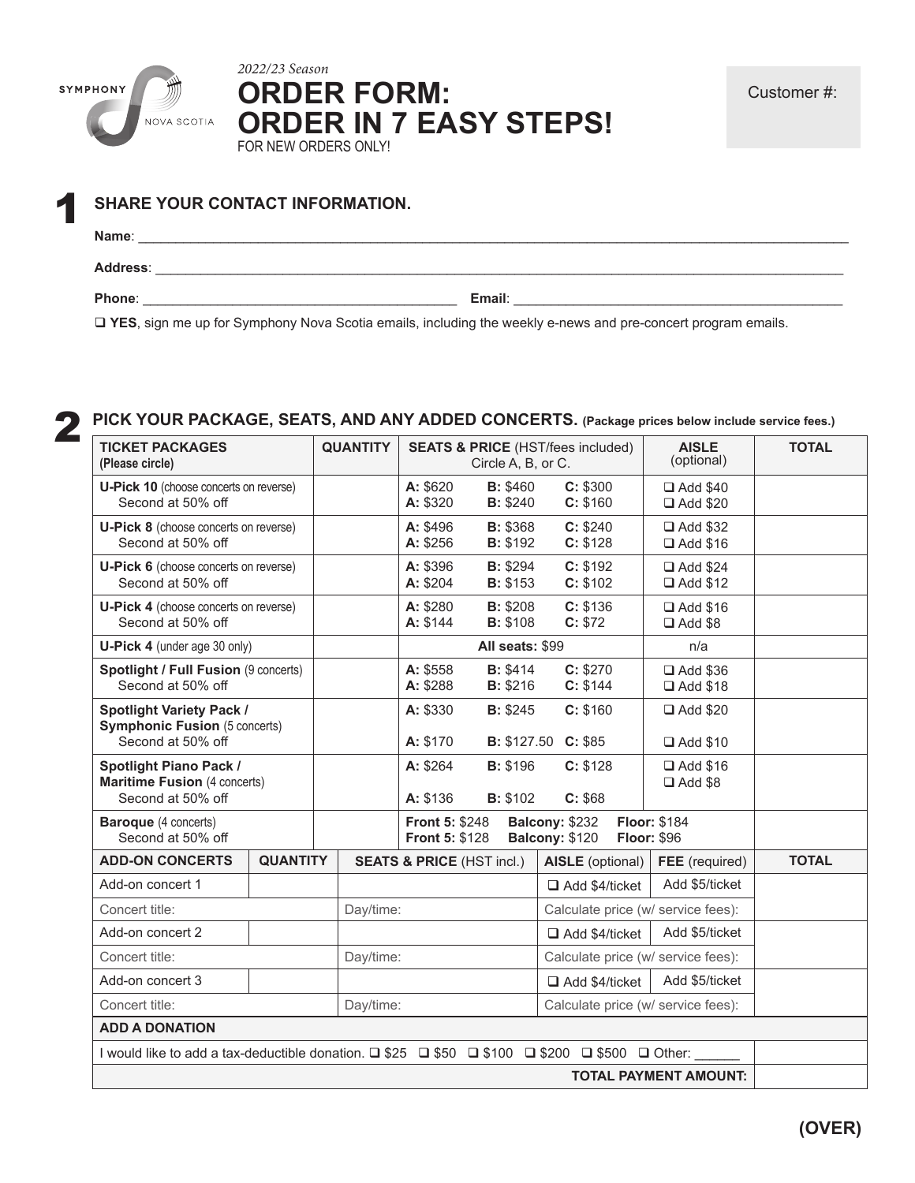SYMPHONY NOVA SCOTIA

*2022/23 Season*

# ORDER FORM: ORDER IN 7 EASY STEPS!

FOR NEW ORDERS ONLY!

Customer #:

## 1 SHARE YOUR CONTACT INFORMATION.

**Name**: ______________________________________________

**Address**: ______________________________________________

**Phone**: ______________________ **Email**: ______________________

❑ **YES**, sign me up for Symphony Nova Scotia emails, including the weekly e-news and pre-concert program emails.

## 2 PICK YOUR PACKAGE, SEATS, AND ANY ADDED CONCERTS. (Package prices below include service fees.)

| TICKET PACKAGES (Please circle) | QUANTITY | SEATS & PRICE (HST/fees included) Circle A, B, or C. | AISLE (optional) | TOTAL |
|---|---|---|---|---|
| **U-Pick 10** (choose concerts on reverse) | | **A:** $620 **B:** $460 **C:** $300 | ❑ Add $40 | |
| Second at 50% off | | **A:** $320 **B:** $240 **C:** $160 | ❑ Add $20 | |
| **U-Pick 8** (choose concerts on reverse) | | **A:** $496 **B:** $368 **C:** $240 | ❑ Add $32 | |
| Second at 50% off | | **A:** $256 **B:** $192 **C:** $128 | ❑ Add $16 | |
| **U-Pick 6** (choose concerts on reverse) | | **A:** $396 **B:** $294 **C:** $192 | ❑ Add $24 | |
| Second at 50% off | | **A:** $204 **B:** $153 **C:** $102 | ❑ Add $12 | |
| **U-Pick 4** (choose concerts on reverse) | | **A:** $280 **B:** $208 **C:** $136 | ❑ Add $16 | |
| Second at 50% off | | **A:** $144 **B:** $108 **C:** $72 | ❑ Add $8 | |
| **U-Pick 4** (under age 30 only) | | **All seats:** $99 | n/a | |
| **Spotlight / Full Fusion** (9 concerts) | | **A:** $558 **B:** $414 **C:** $270 | ❑ Add $36 | |
| Second at 50% off | | **A:** $288 **B:** $216 **C:** $144 | ❑ Add $18 | |
| **Spotlight Variety Pack / Symphonic Fusion** (5 concerts) | | **A:** $330 **B:** $245 **C:** $160 | ❑ Add $20 | |
| Second at 50% off | | **A:** $170 **B:** $127.50 **C:** $85 | ❑ Add $10 | |
| **Spotlight Piano Pack / Maritime Fusion** (4 concerts) | | **A:** $264 **B:** $196 **C:** $128 | ❑ Add $16 | |
| Second at 50% off | | **A:** $136 **B:** $102 **C:** $68 | ❑ Add $8 | |
| **Baroque** (4 concerts) | | **Front 5:** $248 **Balcony:** $232 **Floor:** $184 | | |
| Second at 50% off | | **Front 5:** $128 **Balcony:** $120 **Floor:** $96 | | |

| ADD-ON CONCERTS | QUANTITY | SEATS & PRICE (HST incl.) | AISLE (optional) | FEE (required) | TOTAL |
|---|---|---|---|---|---|
| Add-on concert 1 | | | ❑ Add $4/ticket | Add $5/ticket | |
| Concert title: | | Day/time: | Calculate price (w/ service fees): | | |
| Add-on concert 2 | | | ❑ Add $4/ticket | Add $5/ticket | |
| Concert title: | | Day/time: | Calculate price (w/ service fees): | | |
| Add-on concert 3 | | | ❑ Add $4/ticket | Add $5/ticket | |
| Concert title: | | Day/time: | Calculate price (w/ service fees): | | |
| **ADD A DONATION** | | | | | |
| I would like to add a tax-deductible donation. ❑ $25 ❑ $50 ❑ $100 ❑ $200 ❑ $500 ❑ Other: ______ | | | | | |
| | | | | **TOTAL PAYMENT AMOUNT:** | |

**(OVER)**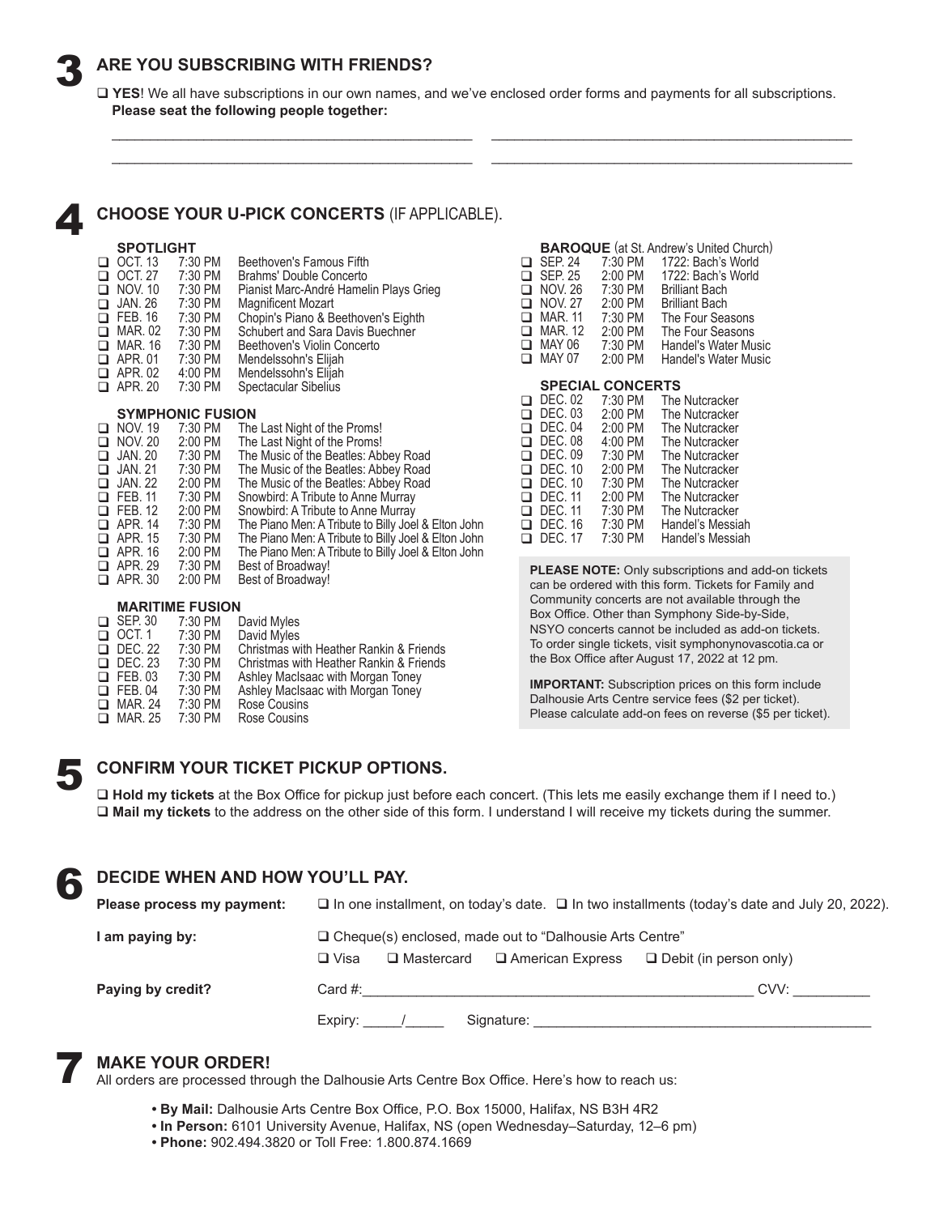## 3 ARE YOU SUBSCRIBING WITH FRIENDS?

❑ **YES**! We all have subscriptions in our own names, and we've enclosed order forms and payments for all subscriptions.
**Please seat the following people together:**

______________________________________________ ______________________________________________

______________________________________________ ______________________________________________

## 4 CHOOSE YOUR U-PICK CONCERTS (IF APPLICABLE).

### SPOTLIGHT

| | | | |
|---|---|---|---|
| ❑ | OCT. 13 | 7:30 PM | Beethoven's Famous Fifth |
| ❑ | OCT. 27 | 7:30 PM | Brahms' Double Concerto |
| ❑ | NOV. 10 | 7:30 PM | Pianist Marc-André Hamelin Plays Grieg |
| ❑ | JAN. 26 | 7:30 PM | Magnificent Mozart |
| ❑ | FEB. 16 | 7:30 PM | Chopin's Piano & Beethoven's Eighth |
| ❑ | MAR. 02 | 7:30 PM | Schubert and Sara Davis Buechner |
| ❑ | MAR. 16 | 7:30 PM | Beethoven's Violin Concerto |
| ❑ | APR. 01 | 7:30 PM | Mendelssohn's Elijah |
| ❑ | APR. 02 | 4:00 PM | Mendelssohn's Elijah |
| ❑ | APR. 20 | 7:30 PM | Spectacular Sibelius |

### SYMPHONIC FUSION

| | | | |
|---|---|---|---|
| ❑ | NOV. 19 | 7:30 PM | The Last Night of the Proms! |
| ❑ | NOV. 20 | 2:00 PM | The Last Night of the Proms! |
| ❑ | JAN. 20 | 7:30 PM | The Music of the Beatles: Abbey Road |
| ❑ | JAN. 21 | 7:30 PM | The Music of the Beatles: Abbey Road |
| ❑ | JAN. 22 | 2:00 PM | The Music of the Beatles: Abbey Road |
| ❑ | FEB. 11 | 7:30 PM | Snowbird: A Tribute to Anne Murray |
| ❑ | FEB. 12 | 2:00 PM | Snowbird: A Tribute to Anne Murray |
| ❑ | APR. 14 | 7:30 PM | The Piano Men: A Tribute to Billy Joel & Elton John |
| ❑ | APR. 15 | 7:30 PM | The Piano Men: A Tribute to Billy Joel & Elton John |
| ❑ | APR. 16 | 2:00 PM | The Piano Men: A Tribute to Billy Joel & Elton John |
| ❑ | APR. 29 | 7:30 PM | Best of Broadway! |
| ❑ | APR. 30 | 2:00 PM | Best of Broadway! |

### MARITIME FUSION

| | | | |
|---|---|---|---|
| ❑ | SEP. 30 | 7:30 PM | David Myles |
| ❑ | OCT. 1 | 7:30 PM | David Myles |
| ❑ | DEC. 22 | 7:30 PM | Christmas with Heather Rankin & Friends |
| ❑ | DEC. 23 | 7:30 PM | Christmas with Heather Rankin & Friends |
| ❑ | FEB. 03 | 7:30 PM | Ashley MacIsaac with Morgan Toney |
| ❑ | FEB. 04 | 7:30 PM | Ashley MacIsaac with Morgan Toney |
| ❑ | MAR. 24 | 7:30 PM | Rose Cousins |
| ❑ | MAR. 25 | 7:30 PM | Rose Cousins |

### BAROQUE (at St. Andrew's United Church)

| | | | |
|---|---|---|---|
| ❑ | SEP. 24 | 7:30 PM | 1722: Bach's World |
| ❑ | SEP. 25 | 2:00 PM | 1722: Bach's World |
| ❑ | NOV. 26 | 7:30 PM | Brilliant Bach |
| ❑ | NOV. 27 | 2:00 PM | Brilliant Bach |
| ❑ | MAR. 11 | 7:30 PM | The Four Seasons |
| ❑ | MAR. 12 | 2:00 PM | The Four Seasons |
| ❑ | MAY 06 | 7:30 PM | Handel's Water Music |
| ❑ | MAY 07 | 2:00 PM | Handel's Water Music |

### SPECIAL CONCERTS

| | | | |
|---|---|---|---|
| ❑ | DEC. 02 | 7:30 PM | The Nutcracker |
| ❑ | DEC. 03 | 2:00 PM | The Nutcracker |
| ❑ | DEC. 04 | 2:00 PM | The Nutcracker |
| ❑ | DEC. 08 | 4:00 PM | The Nutcracker |
| ❑ | DEC. 09 | 7:30 PM | The Nutcracker |
| ❑ | DEC. 10 | 2:00 PM | The Nutcracker |
| ❑ | DEC. 10 | 7:30 PM | The Nutcracker |
| ❑ | DEC. 11 | 2:00 PM | The Nutcracker |
| ❑ | DEC. 11 | 7:30 PM | The Nutcracker |
| ❑ | DEC. 16 | 7:30 PM | Handel's Messiah |
| ❑ | DEC. 17 | 7:30 PM | Handel's Messiah |

**PLEASE NOTE:** Only subscriptions and add-on tickets can be ordered with this form. Tickets for Family and Community concerts are not available through the Box Office. Other than Symphony Side-by-Side, NSYO concerts cannot be included as add-on tickets. To order single tickets, visit symphonynovascotia.ca or the Box Office after August 17, 2022 at 12 pm.

**IMPORTANT:** Subscription prices on this form include Dalhousie Arts Centre service fees ($2 per ticket). Please calculate add-on fees on reverse ($5 per ticket).

## 5 CONFIRM YOUR TICKET PICKUP OPTIONS.

❑ **Hold my tickets** at the Box Office for pickup just before each concert. (This lets me easily exchange them if I need to.)
❑ **Mail my tickets** to the address on the other side of this form. I understand I will receive my tickets during the summer.

## 6 DECIDE WHEN AND HOW YOU'LL PAY.

**Please process my payment:** ❑ In one installment, on today's date. ❑ In two installments (today's date and July 20, 2022).

**I am paying by:** ❑ Cheque(s) enclosed, made out to "Dalhousie Arts Centre"
❑ Visa ❑ Mastercard ❑ American Express ❑ Debit (in person only)

**Paying by credit?** Card #:______________________________________________ CVV: __________

Expiry: _____/_____ Signature: ________________________________________

## 7 MAKE YOUR ORDER!

All orders are processed through the Dalhousie Arts Centre Box Office. Here's how to reach us:

- **By Mail:** Dalhousie Arts Centre Box Office, P.O. Box 15000, Halifax, NS B3H 4R2
- **In Person:** 6101 University Avenue, Halifax, NS (open Wednesday–Saturday, 12–6 pm)
- **Phone:** 902.494.3820 or Toll Free: 1.800.874.1669